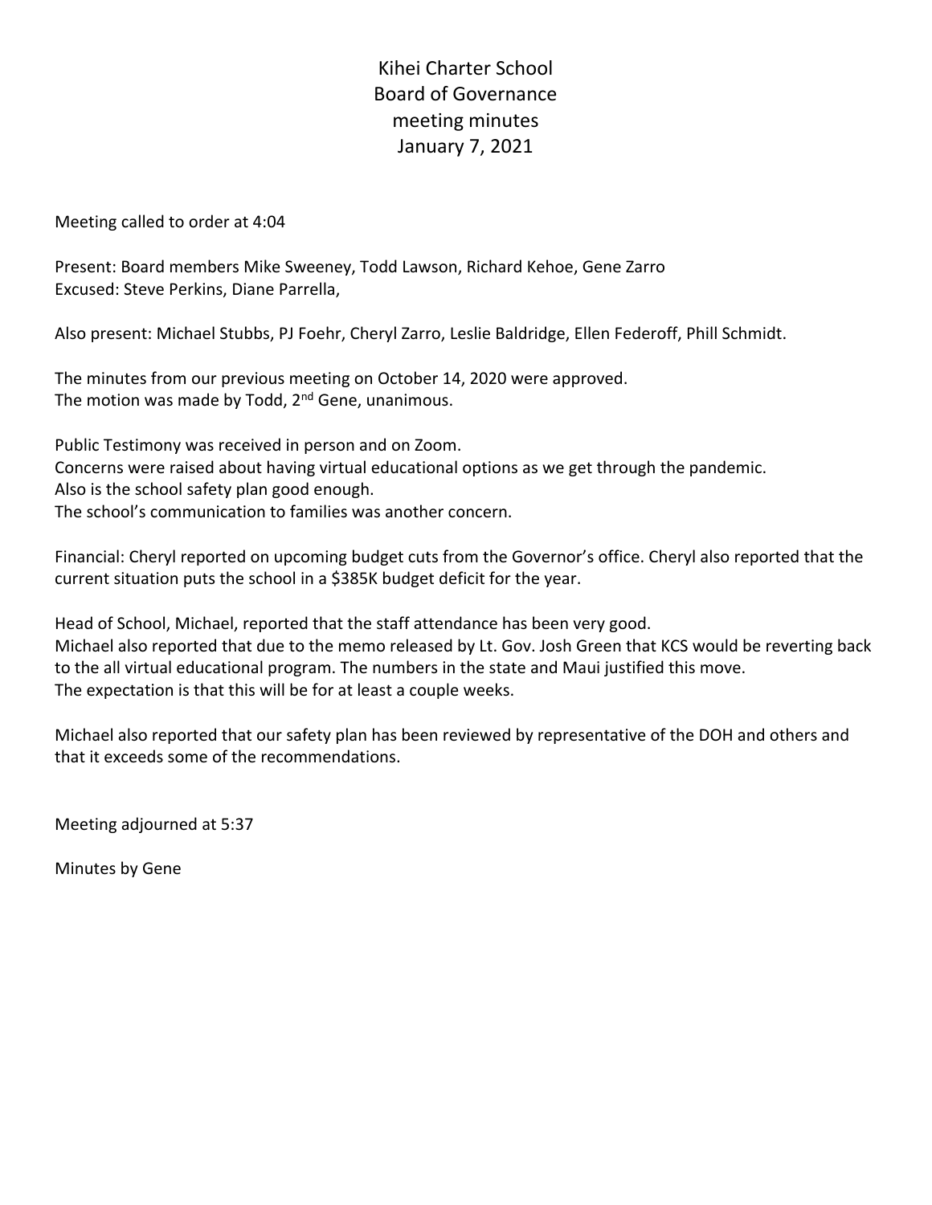# Kihei Charter School
## Board of Governance
## meeting minutes
## January 7, 2021

Meeting called to order at 4:04

Present: Board members Mike Sweeney, Todd Lawson, Richard Kehoe, Gene Zarro
Excused: Steve Perkins, Diane Parrella,

Also present: Michael Stubbs, PJ Foehr, Cheryl Zarro, Leslie Baldridge, Ellen Federoff, Phill Schmidt.

The minutes from our previous meeting on October 14, 2020 were approved.
The motion was made by Todd, 2nd Gene, unanimous.

Public Testimony was received in person and on Zoom.
Concerns were raised about having virtual educational options as we get through the pandemic.
Also is the school safety plan good enough.
The school's communication to families was another concern.

Financial: Cheryl reported on upcoming budget cuts from the Governor's office. Cheryl also reported that the current situation puts the school in a $385K budget deficit for the year.

Head of School, Michael, reported that the staff attendance has been very good.
Michael also reported that due to the memo released by Lt. Gov. Josh Green that KCS would be reverting back to the all virtual educational program. The numbers in the state and Maui justified this move.
The expectation is that this will be for at least a couple weeks.

Michael also reported that our safety plan has been reviewed by representative of the DOH and others and that it exceeds some of the recommendations.

Meeting adjourned at 5:37

Minutes by Gene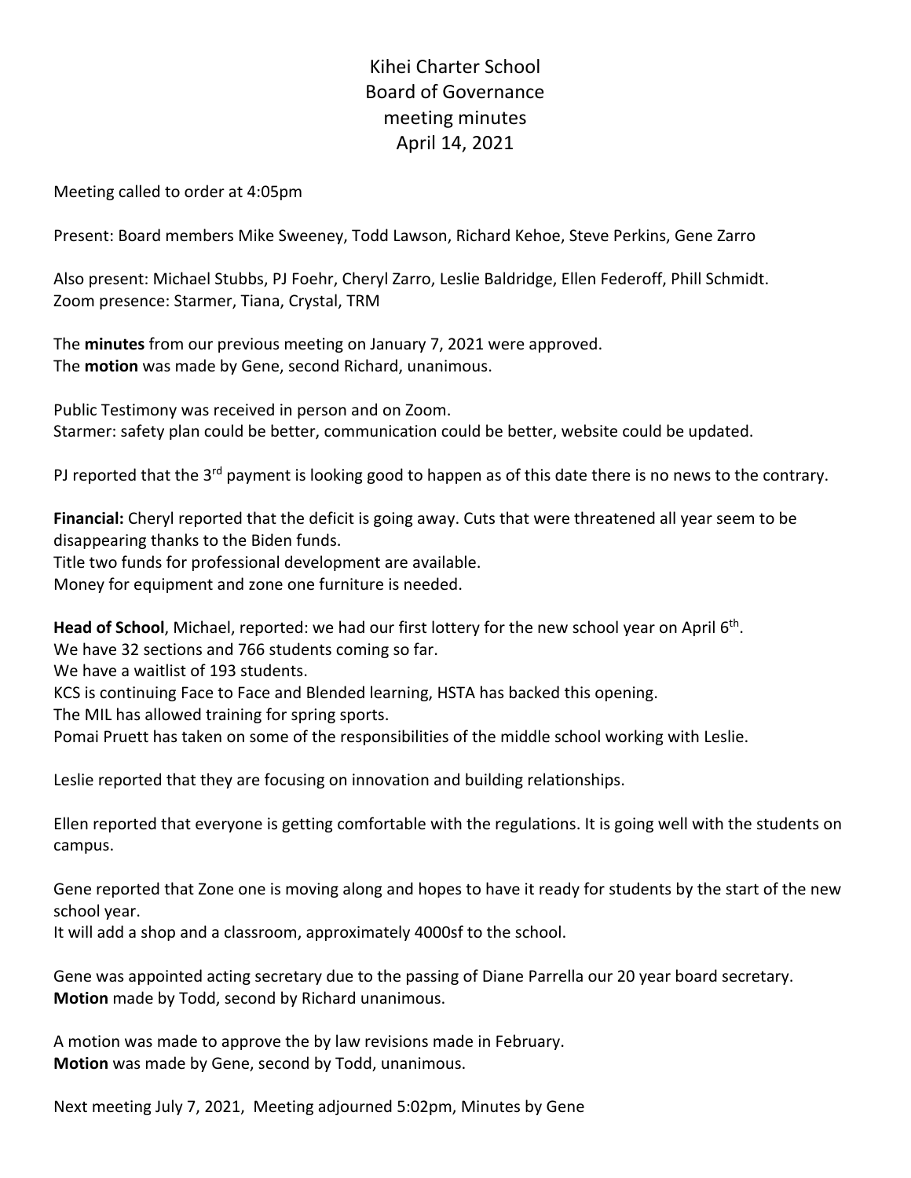# Kihei Charter School
# Board of Governance
# meeting minutes
# April 14, 2021

Meeting called to order at 4:05pm

Present: Board members Mike Sweeney, Todd Lawson, Richard Kehoe, Steve Perkins, Gene Zarro

Also present: Michael Stubbs, PJ Foehr, Cheryl Zarro, Leslie Baldridge, Ellen Federoff, Phill Schmidt.
Zoom presence: Starmer, Tiana, Crystal, TRM

The **minutes** from our previous meeting on January 7, 2021 were approved.
The **motion** was made by Gene, second Richard, unanimous.

Public Testimony was received in person and on Zoom.
Starmer: safety plan could be better, communication could be better, website could be updated.

PJ reported that the 3rd payment is looking good to happen as of this date there is no news to the contrary.

**Financial:** Cheryl reported that the deficit is going away. Cuts that were threatened all year seem to be disappearing thanks to the Biden funds.
Title two funds for professional development are available.
Money for equipment and zone one furniture is needed.

**Head of School**, Michael, reported: we had our first lottery for the new school year on April 6th.
We have 32 sections and 766 students coming so far.
We have a waitlist of 193 students.
KCS is continuing Face to Face and Blended learning, HSTA has backed this opening.
The MIL has allowed training for spring sports.
Pomai Pruett has taken on some of the responsibilities of the middle school working with Leslie.

Leslie reported that they are focusing on innovation and building relationships.

Ellen reported that everyone is getting comfortable with the regulations. It is going well with the students on campus.

Gene reported that Zone one is moving along and hopes to have it ready for students by the start of the new school year.
It will add a shop and a classroom, approximately 4000sf to the school.

Gene was appointed acting secretary due to the passing of Diane Parrella our 20 year board secretary.
**Motion** made by Todd, second by Richard unanimous.

A motion was made to approve the by law revisions made in February.
**Motion** was made by Gene, second by Todd, unanimous.

Next meeting July 7, 2021, Meeting adjourned 5:02pm, Minutes by Gene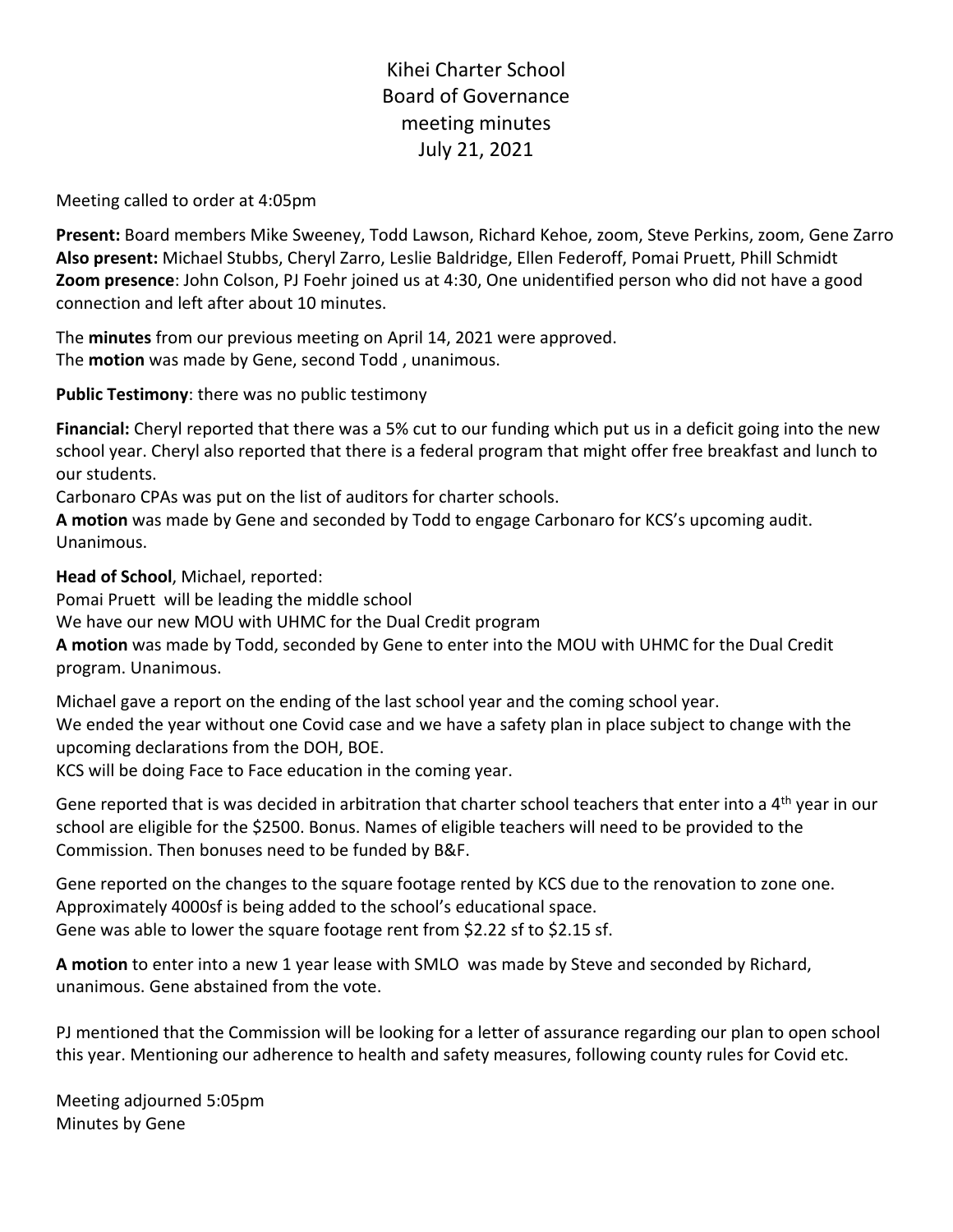# Kihei Charter School
## Board of Governance
## meeting minutes
## July 21, 2021

Meeting called to order at 4:05pm

**Present:** Board members Mike Sweeney, Todd Lawson, Richard Kehoe, zoom, Steve Perkins, zoom, Gene Zarro
**Also present:** Michael Stubbs, Cheryl Zarro, Leslie Baldridge, Ellen Federoff, Pomai Pruett, Phill Schmidt
**Zoom presence**: John Colson, PJ Foehr joined us at 4:30, One unidentified person who did not have a good connection and left after about 10 minutes.

The **minutes** from our previous meeting on April 14, 2021 were approved.
The **motion** was made by Gene, second Todd , unanimous.

**Public Testimony**: there was no public testimony

**Financial:** Cheryl reported that there was a 5% cut to our funding which put us in a deficit going into the new school year. Cheryl also reported that there is a federal program that might offer free breakfast and lunch to our students.
Carbonaro CPAs was put on the list of auditors for charter schools.
**A motion** was made by Gene and seconded by Todd to engage Carbonaro for KCS's upcoming audit. Unanimous.

**Head of School**, Michael, reported:
Pomai Pruett will be leading the middle school
We have our new MOU with UHMC for the Dual Credit program
**A motion** was made by Todd, seconded by Gene to enter into the MOU with UHMC for the Dual Credit program. Unanimous.

Michael gave a report on the ending of the last school year and the coming school year.
We ended the year without one Covid case and we have a safety plan in place subject to change with the upcoming declarations from the DOH, BOE.
KCS will be doing Face to Face education in the coming year.

Gene reported that is was decided in arbitration that charter school teachers that enter into a 4th year in our school are eligible for the $2500. Bonus. Names of eligible teachers will need to be provided to the Commission. Then bonuses need to be funded by B&F.

Gene reported on the changes to the square footage rented by KCS due to the renovation to zone one. Approximately 4000sf is being added to the school's educational space.
Gene was able to lower the square footage rent from $2.22 sf to $2.15 sf.

**A motion** to enter into a new 1 year lease with SMLO was made by Steve and seconded by Richard, unanimous. Gene abstained from the vote.

PJ mentioned that the Commission will be looking for a letter of assurance regarding our plan to open school this year. Mentioning our adherence to health and safety measures, following county rules for Covid etc.

Meeting adjourned 5:05pm
Minutes by Gene